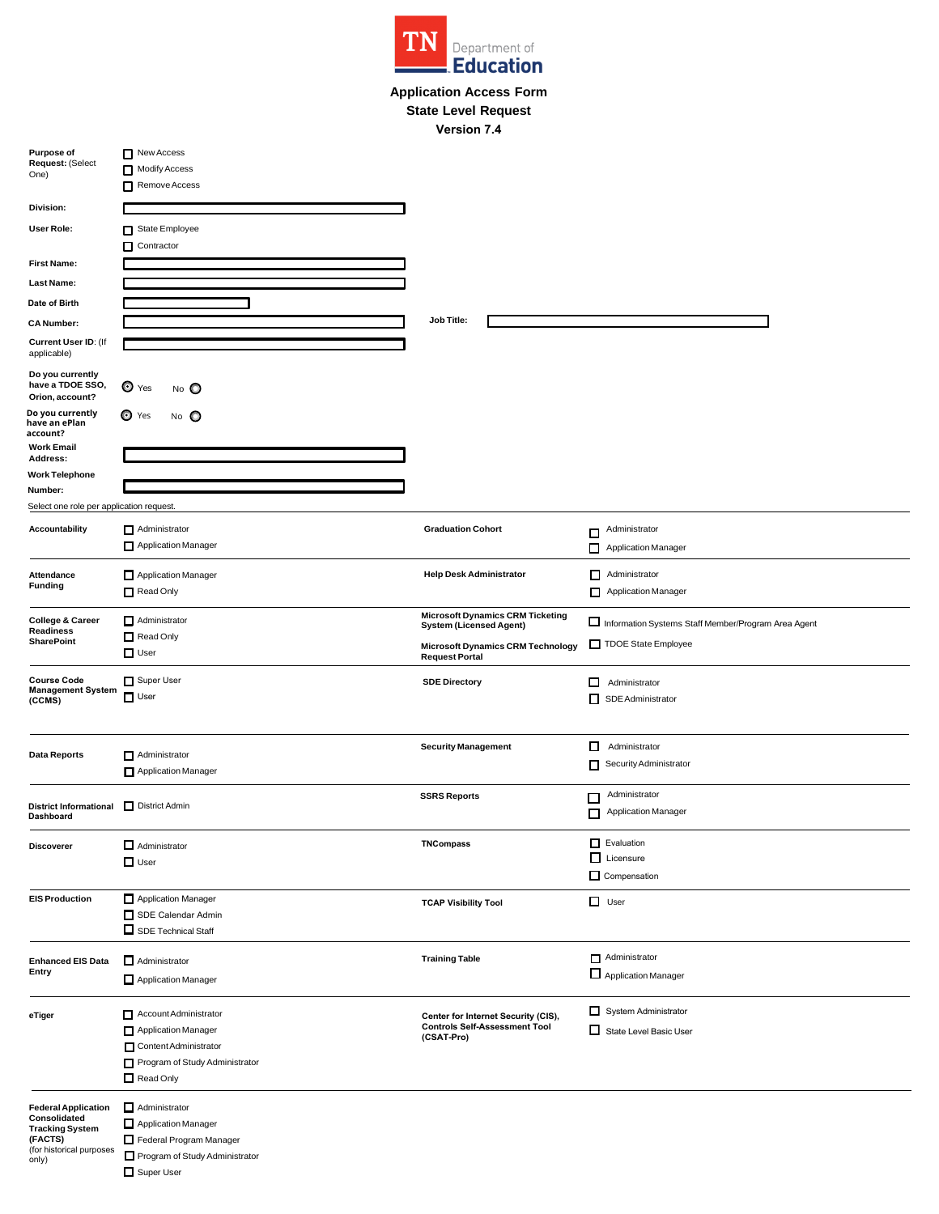TN Department of Education

# Application Access Form
## State Level Request
### Version 7.4

**Purpose of Request:** (Select One)
- ☐ New Access
- ☐ Modify Access
- ☐ Remove Access

**Division:** ____________________

**User Role:**
- ☐ State Employee
- ☐ Contractor

**First Name:** ____________________

**Last Name:** ____________________

**Date of Birth** ____________________

**CA Number:** ____________________ **Job Title:** ____________________

**Current User ID:** (If applicable) ____________________

**Do you currently have a TDOE SSO, Orion, account?** ◉ Yes ◯ No

**Do you currently have an ePlan account?** ◉ Yes ◯ No

**Work Email Address:** ____________________

**Work Telephone Number:** ____________________

Select one role per application request.

| Application | Roles | Application | Roles |
|---|---|---|---|
| **Accountability** | ☐ Administrator<br>☐ Application Manager | **Graduation Cohort** | ☐ Administrator<br>☐ Application Manager |
| **Attendance Funding** | ☐ Application Manager<br>☐ Read Only | **Help Desk Administrator** | ☐ Administrator<br>☐ Application Manager |
| **College & Career Readiness SharePoint** | ☐ Administrator<br>☐ Read Only<br>☐ User | **Microsoft Dynamics CRM Ticketing System (Licensed Agent)**<br>**Microsoft Dynamics CRM Technology Request Portal** | ☐ Information Systems Staff Member/Program Area Agent<br>☐ TDOE State Employee |
| **Course Code Management System (CCMS)** | ☐ Super User<br>☐ User | **SDE Directory** | ☐ Administrator<br>☐ SDE Administrator |
| **Data Reports** | ☐ Administrator<br>☐ Application Manager | **Security Management** | ☐ Administrator<br>☐ Security Administrator |
| **District Informational Dashboard** | ☐ District Admin | **SSRS Reports** | ☐ Administrator<br>☐ Application Manager |
| **Discoverer** | ☐ Administrator<br>☐ User | **TNCompass** | ☐ Evaluation<br>☐ Licensure<br>☐ Compensation |
| **EIS Production** | ☐ Application Manager<br>☐ SDE Calendar Admin<br>☐ SDE Technical Staff | **TCAP Visibility Tool** | ☐ User |
| **Enhanced EIS Data Entry** | ☐ Administrator<br>☐ Application Manager | **Training Table** | ☐ Administrator<br>☐ Application Manager |
| **eTiger** | ☐ Account Administrator<br>☐ Application Manager<br>☐ Content Administrator<br>☐ Program of Study Administrator<br>☐ Read Only | **Center for Internet Security (CIS), Controls Self-Assessment Tool (CSAT-Pro)** | ☐ System Administrator<br>☐ State Level Basic User |
| **Federal Application Consolidated Tracking System (FACTS)** (for historical purposes only) | ☐ Administrator<br>☐ Application Manager<br>☐ Federal Program Manager<br>☐ Program of Study Administrator<br>☐ Super User | | |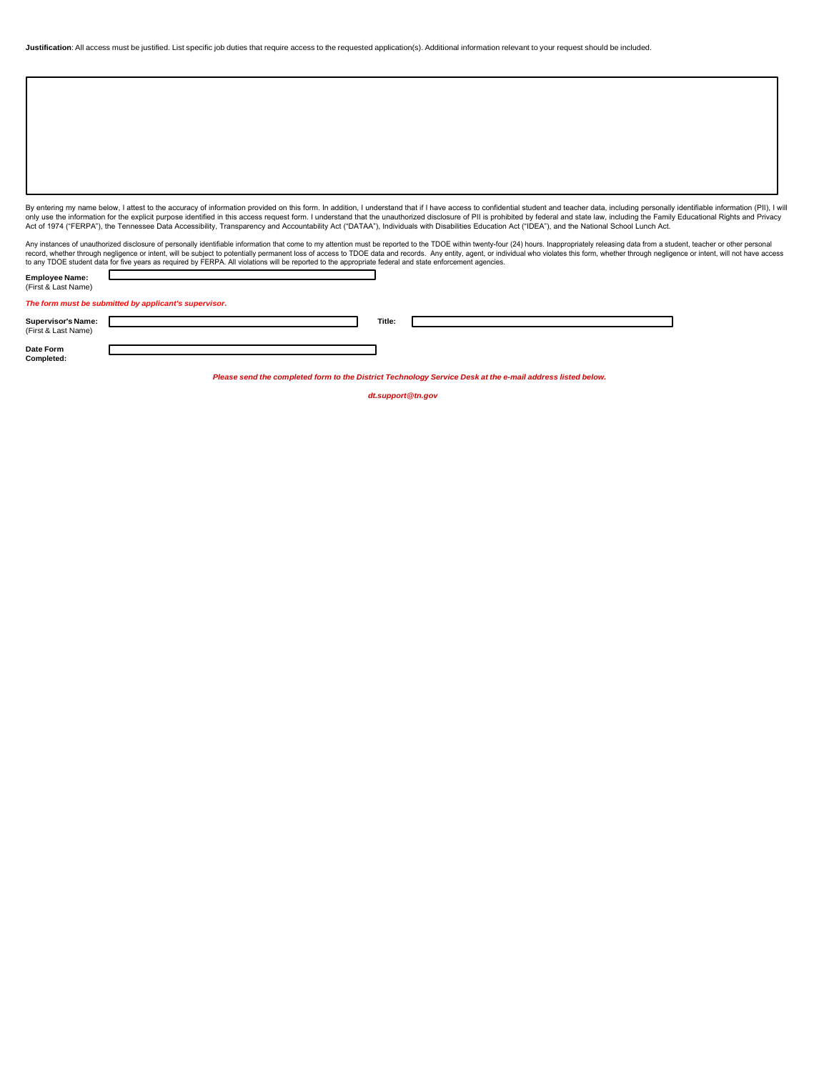**Justification**: All access must be justified. List specific job duties that require access to the requested application(s). Additional information relevant to your request should be included.

By entering my name below, I attest to the accuracy of information provided on this form. In addition, I understand that if I have access to confidential student and teacher data, including personally identifiable information (PII), I will only use the information for the explicit purpose identified in this access request form. I understand that the unauthorized disclosure of PII is prohibited by federal and state law, including the Family Educational Rights and Privacy Act of 1974 ("FERPA"), the Tennessee Data Accessibility, Transparency and Accountability Act ("DATAA"), Individuals with Disabilities Education Act ("IDEA"), and the National School Lunch Act.

Any instances of unauthorized disclosure of personally identifiable information that come to my attention must be reported to the TDOE within twenty-four (24) hours. Inappropriately releasing data from a student, teacher or other personal record, whether through negligence or intent, will be subject to potentially permanent loss of access to TDOE data and records. Any entity, agent, or individual who violates this form, whether through negligence or intent, will not have access to any TDOE student data for five years as required by FERPA. All violations will be reported to the appropriate federal and state enforcement agencies.

**Employee Name:** (First & Last Name) ______________________

***The form must be submitted by applicant's supervisor.***

**Supervisor's Name:** (First & Last Name) ______________________ **Title:** ______________________

**Date Form Completed:** ______________________

***Please send the completed form to the District Technology Service Desk at the e-mail address listed below.***

***dt.support@tn.gov***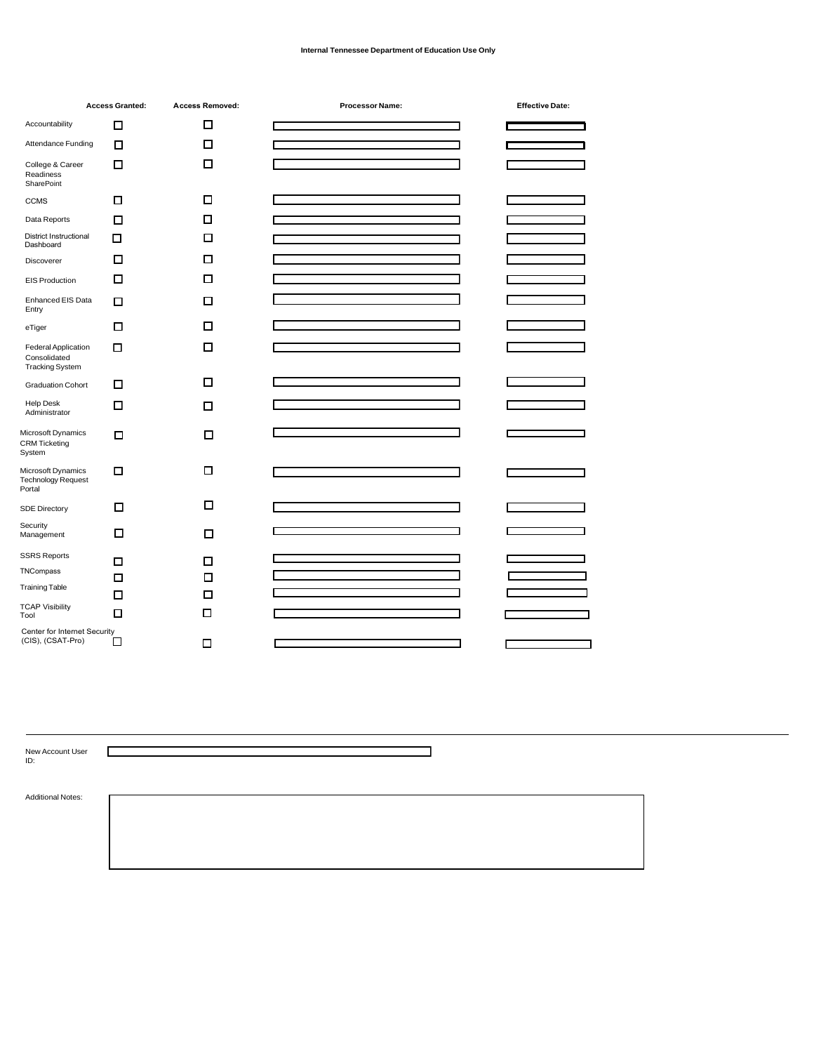**Internal Tennessee Department of Education Use Only**

| | Access Granted: | Access Removed: | Processor Name: | Effective Date: |
|---|---|---|---|---|
| Accountability | ☐ | ☐ | | |
| Attendance Funding | ☐ | ☐ | | |
| College & Career Readiness SharePoint | ☐ | ☐ | | |
| CCMS | ☐ | ☐ | | |
| Data Reports | ☐ | ☐ | | |
| District Instructional Dashboard | ☐ | ☐ | | |
| Discoverer | ☐ | ☐ | | |
| EIS Production | ☐ | ☐ | | |
| Enhanced EIS Data Entry | ☐ | ☐ | | |
| eTiger | ☐ | ☐ | | |
| Federal Application Consolidated Tracking System | ☐ | ☐ | | |
| Graduation Cohort | ☐ | ☐ | | |
| Help Desk Administrator | ☐ | ☐ | | |
| Microsoft Dynamics CRM Ticketing System | ☐ | ☐ | | |
| Microsoft Dynamics Technology Request Portal | ☐ | ☐ | | |
| SDE Directory | ☐ | ☐ | | |
| Security Management | ☐ | ☐ | | |
| SSRS Reports | ☐ | ☐ | | |
| TNCompass | ☐ | ☐ | | |
| Training Table | ☐ | ☐ | | |
| TCAP Visibility Tool | ☐ | ☐ | | |
| Center for Internet Security (CIS), (CSAT-Pro) | ☐ | ☐ | | |

New Account User ID: ____________________

Additional Notes: